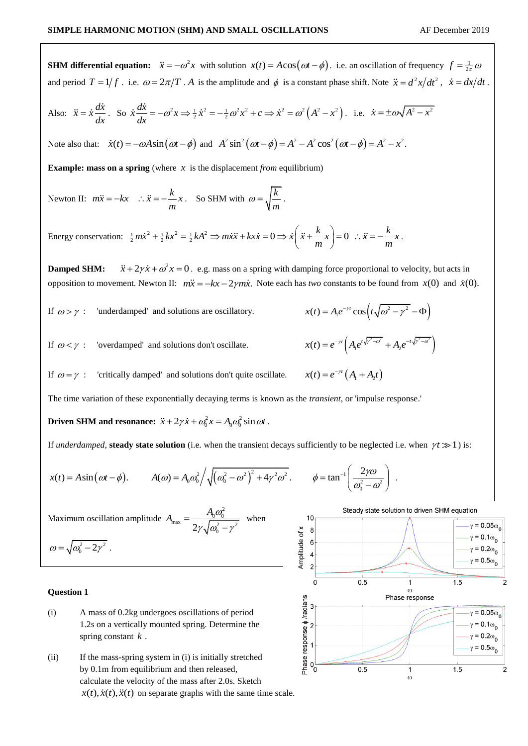**SHM differential equation:** $\ddot{x} = -\omega^2 x$ with solution $x(t) = A\cos(\omega t - \phi)$. i.e. an oscillation of frequency $f = \frac{1}{2\pi}\omega$ and period $T = 1/f$. i.e. $\omega = 2\pi/T$. $A$ is the amplitude and $\phi$ is a constant phase shift. Note $\ddot{x} = d^2x/dt^2$, $\dot{x} = dx/dt$.

Also: $\ddot{x} = \dot{x}\frac{d\dot{x}}{dx}$. So $\dot{x}\frac{d\dot{x}}{dx} = -\omega^2 x \Rightarrow \frac{1}{2}\dot{x}^2 = -\frac{1}{2}\omega^2 x^2 + c \Rightarrow \dot{x}^2 = \omega^2\left(A^2 - x^2\right)$. i.e. $\dot{x} = \pm\omega\sqrt{A^2 - x^2}$

Note also that: $\dot{x}(t) = -\omega A\sin(\omega t - \phi)$ and $A^2\sin^2(\omega t - \phi) = A^2 - A^2\cos^2(\omega t - \phi) = A^2 - x^2$.

**Example: mass on a spring** (where $x$ is the displacement *from* equilibrium)

Newton II: $m\ddot{x} = -kx \quad \therefore \ddot{x} = -\frac{k}{m}x$. So SHM with $\omega = \sqrt{\frac{k}{m}}$.

Energy conservation: $\frac{1}{2}m\dot{x}^2 + \frac{1}{2}kx^2 = \frac{1}{2}kA^2 \Rightarrow m\dot{x}\ddot{x} + kx\dot{x} = 0 \Rightarrow \dot{x}\left(\ddot{x} + \frac{k}{m}x\right) = 0 \quad \therefore \ddot{x} = -\frac{k}{m}x$.

**Damped SHM:** $\ddot{x} + 2\gamma\dot{x} + \omega^2 x = 0$. e.g. mass on a spring with damping force proportional to velocity, but acts in opposition to movement. Newton II: $m\ddot{x} = -kx - 2\gamma m\dot{x}$. Note each has *two* constants to be found from $x(0)$ and $\dot{x}(0)$.

If $\omega > \gamma$ : 'underdamped' and solutions are oscillatory. $\quad x(t) = A_1 e^{-\gamma t}\cos\left(t\sqrt{\omega^2 - \gamma^2} - \Phi\right)$

If $\omega < \gamma$ : 'overdamped' and solutions don't oscillate. $\quad x(t) = e^{-\gamma t}\left(A_1 e^{t\sqrt{\gamma^2 - \omega^2}} + A_2 e^{-t\sqrt{\gamma^2 - \omega^2}}\right)$

If $\omega = \gamma$ : 'critically damped' and solutions don't quite oscillate. $\quad x(t) = e^{-\gamma t}\left(A_1 + A_2 t\right)$

The time variation of these exponentially decaying terms is known as the *transient*, or 'impulse response.'

**Driven SHM and resonance:** $\ddot{x} + 2\gamma\dot{x} + \omega_0^2 x = A_0\omega_0^2\sin\omega t$.

If *underdamped*, **steady state solution** (i.e. when the transient decays sufficiently to be neglected i.e. when $\gamma t \gg 1$) is:

$$x(t) = A\sin(\omega t - \phi). \qquad A(\omega) = A_0\omega_0^2 \Big/ \sqrt{\left(\omega_0^2 - \omega^2\right)^2 + 4\gamma^2\omega^2}. \qquad \phi = \tan^{-1}\left(\frac{2\gamma\omega}{\omega_0^2 - \omega^2}\right).$$

Maximum oscillation amplitude $A_{\max} = \dfrac{A_0\omega_0^2}{2\gamma\sqrt{\omega_0^2 - \gamma^2}}$ when $\omega = \sqrt{\omega_0^2 - 2\gamma^2}$.

## Question 1

(i) A mass of 0.2kg undergoes oscillations of period 1.2s on a vertically mounted spring. Determine the spring constant $k$.

(ii) If the mass-spring system in (i) is initially stretched by 0.1m from equilibrium and then released, calculate the velocity of the mass after 2.0s. Sketch $x(t), \dot{x}(t), \ddot{x}(t)$ on separate graphs with the same time scale.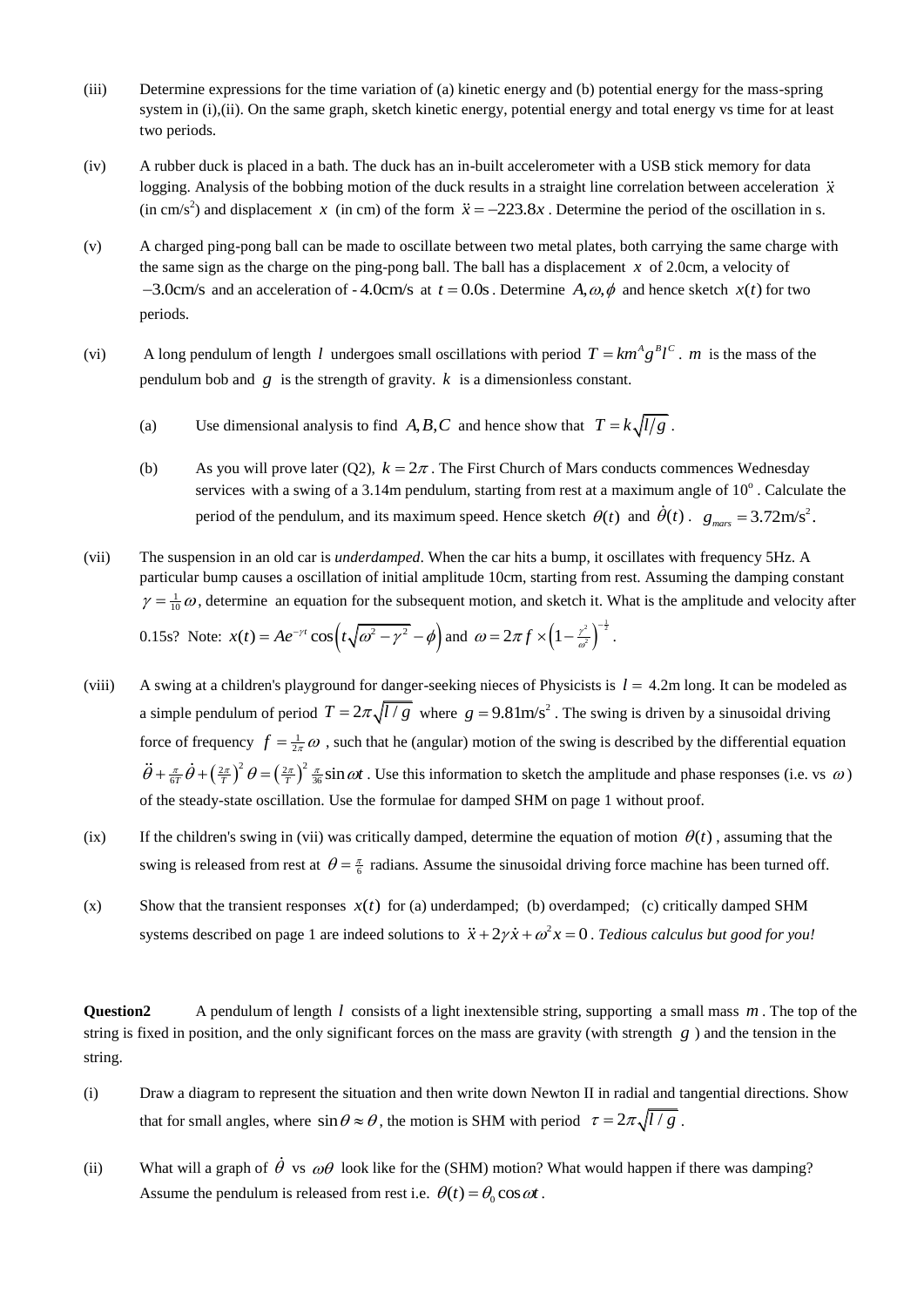(iii) Determine expressions for the time variation of (a) kinetic energy and (b) potential energy for the mass-spring system in (i),(ii). On the same graph, sketch kinetic energy, potential energy and total energy vs time for at least two periods.

(iv) A rubber duck is placed in a bath. The duck has an in-built accelerometer with a USB stick memory for data logging. Analysis of the bobbing motion of the duck results in a straight line correlation between acceleration $\ddot{x}$ (in cm/s$^2$) and displacement $x$ (in cm) of the form $\ddot{x} = -223.8x$. Determine the period of the oscillation in s.

(v) A charged ping-pong ball can be made to oscillate between two metal plates, both carrying the same charge with the same sign as the charge on the ping-pong ball. The ball has a displacement $x$ of 2.0cm, a velocity of $-3.0\text{cm/s}$ and an acceleration of $-4.0\text{cm/s}$ at $t = 0.0\text{s}$. Determine $A, \omega, \phi$ and hence sketch $x(t)$ for two periods.

(vi) A long pendulum of length $l$ undergoes small oscillations with period $T = km^A g^B l^C$. $m$ is the mass of the pendulum bob and $g$ is the strength of gravity. $k$ is a dimensionless constant.

   (a) Use dimensional analysis to find $A, B, C$ and hence show that $T = k\sqrt{l/g}$.

   (b) As you will prove later (Q2), $k = 2\pi$. The First Church of Mars conducts commences Wednesday services with a swing of a 3.14m pendulum, starting from rest at a maximum angle of $10^o$. Calculate the period of the pendulum, and its maximum speed. Hence sketch $\theta(t)$ and $\dot{\theta}(t)$. $g_{mars} = 3.72\text{m/s}^2$.

(vii) The suspension in an old car is *underdamped*. When the car hits a bump, it oscillates with frequency 5Hz. A particular bump causes a oscillation of initial amplitude 10cm, starting from rest. Assuming the damping constant $\gamma = \frac{1}{10}\omega$, determine an equation for the subsequent motion, and sketch it. What is the amplitude and velocity after 0.15s? Note: $x(t) = Ae^{-\gamma t}\cos\left(t\sqrt{\omega^2 - \gamma^2} - \phi\right)$ and $\omega = 2\pi f \times \left(1 - \frac{\gamma^2}{\omega^2}\right)^{-\frac{1}{2}}$.

(viii) A swing at a children's playground for danger-seeking nieces of Physicists is $l = 4.2\text{m}$ long. It can be modeled as a simple pendulum of period $T = 2\pi\sqrt{l/g}$ where $g = 9.81\text{m/s}^2$. The swing is driven by a sinusoidal driving force of frequency $f = \frac{1}{2\pi}\omega$, such that he (angular) motion of the swing is described by the differential equation $\ddot{\theta} + \frac{\pi}{6T}\dot{\theta} + \left(\frac{2\pi}{T}\right)^2\theta = \left(\frac{2\pi}{T}\right)^2\frac{\pi}{36}\sin\omega t$. Use this information to sketch the amplitude and phase responses (i.e. vs $\omega$) of the steady-state oscillation. Use the formulae for damped SHM on page 1 without proof.

(ix) If the children's swing in (vii) was critically damped, determine the equation of motion $\theta(t)$, assuming that the swing is released from rest at $\theta = \frac{\pi}{6}$ radians. Assume the sinusoidal driving force machine has been turned off.

(x) Show that the transient responses $x(t)$ for (a) underdamped; (b) overdamped; (c) critically damped SHM systems described on page 1 are indeed solutions to $\ddot{x} + 2\gamma\dot{x} + \omega^2 x = 0$. *Tedious calculus but good for you!*

**Question2** A pendulum of length $l$ consists of a light inextensible string, supporting a small mass $m$. The top of the string is fixed in position, and the only significant forces on the mass are gravity (with strength $g$) and the tension in the string.

(i) Draw a diagram to represent the situation and then write down Newton II in radial and tangential directions. Show that for small angles, where $\sin\theta \approx \theta$, the motion is SHM with period $\tau = 2\pi\sqrt{l/g}$.

(ii) What will a graph of $\dot{\theta}$ vs $\omega\theta$ look like for the (SHM) motion? What would happen if there was damping? Assume the pendulum is released from rest i.e. $\theta(t) = \theta_0\cos\omega t$.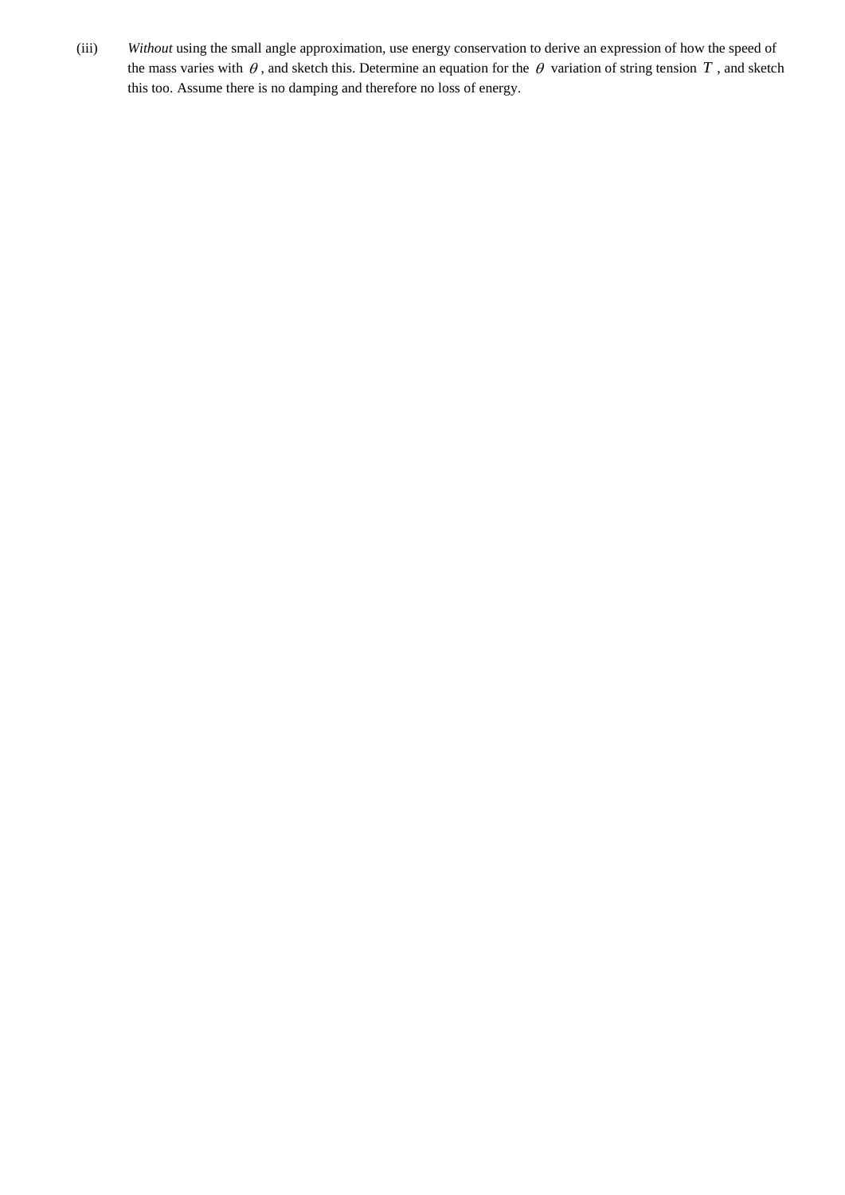(iii) *Without* using the small angle approximation, use energy conservation to derive an expression of how the speed of the mass varies with $\theta$, and sketch this. Determine an equation for the $\theta$ variation of string tension $T$, and sketch this too. Assume there is no damping and therefore no loss of energy.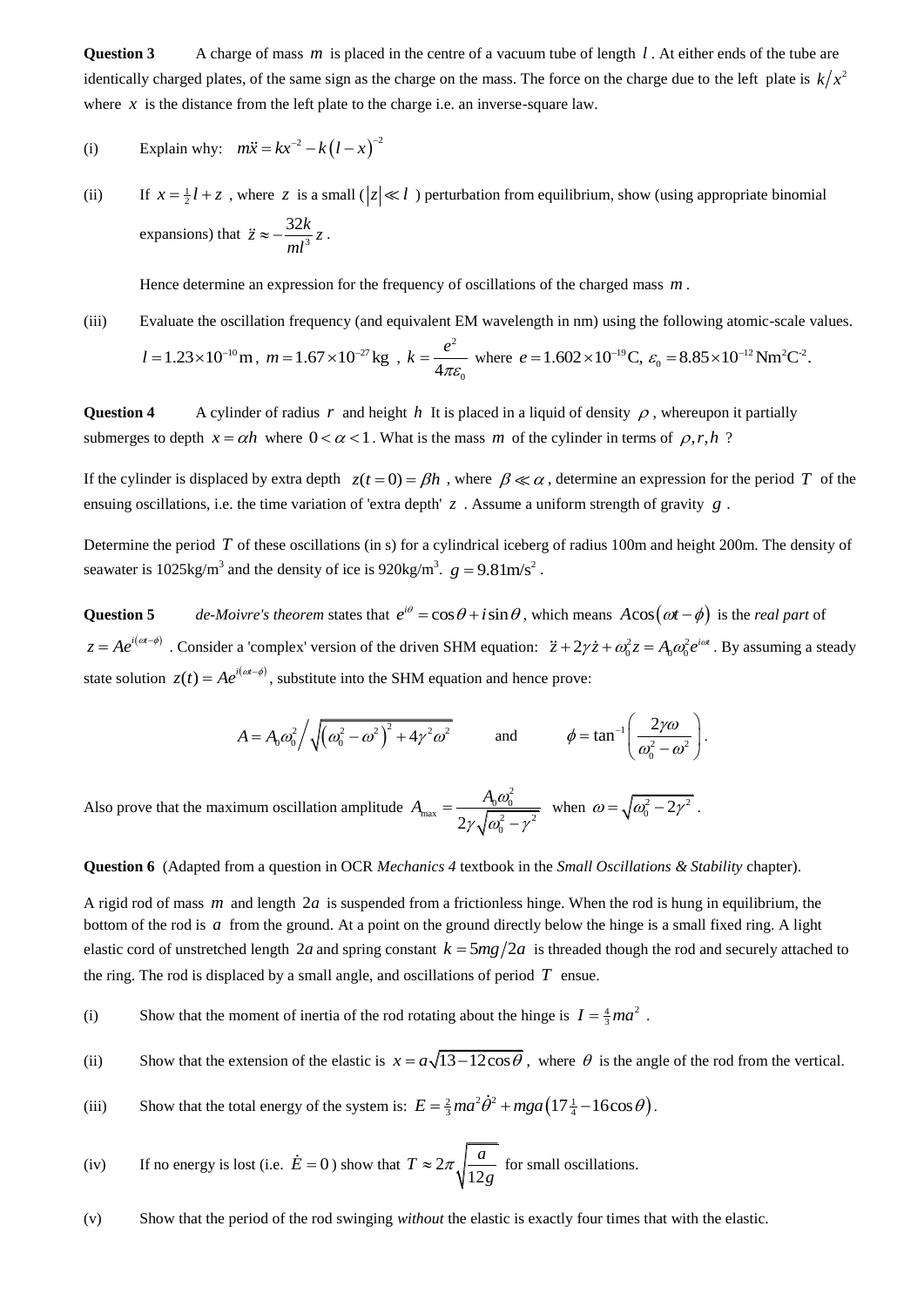**Question 3** A charge of mass $m$ is placed in the centre of a vacuum tube of length $l$. At either ends of the tube are identically charged plates, of the same sign as the charge on the mass. The force on the charge due to the left plate is $k/x^2$ where $x$ is the distance from the left plate to the charge i.e. an inverse-square law.

(i) Explain why: $m\ddot{x} = kx^{-2} - k(l-x)^{-2}$

(ii) If $x = \frac{1}{2}l + z$, where $z$ is a small ($|z| \ll l$) perturbation from equilibrium, show (using appropriate binomial expansions) that $\ddot{z} \approx -\dfrac{32k}{ml^3}z$.

Hence determine an expression for the frequency of oscillations of the charged mass $m$.

(iii) Evaluate the oscillation frequency (and equivalent EM wavelength in nm) using the following atomic-scale values.

$$l = 1.23\times10^{-10}\,\text{m},\; m = 1.67\times10^{-27}\,\text{kg},\; k = \frac{e^2}{4\pi\varepsilon_0} \text{ where } e = 1.602\times10^{-19}\,\text{C},\; \varepsilon_0 = 8.85\times10^{-12}\,\text{Nm}^2\text{C}^{-2}.$$

**Question 4** A cylinder of radius $r$ and height $h$ It is placed in a liquid of density $\rho$, whereupon it partially submerges to depth $x = \alpha h$ where $0 < \alpha < 1$. What is the mass $m$ of the cylinder in terms of $\rho, r, h$ ?

If the cylinder is displaced by extra depth $z(t=0) = \beta h$, where $\beta \ll \alpha$, determine an expression for the period $T$ of the ensuing oscillations, i.e. the time variation of 'extra depth' $z$. Assume a uniform strength of gravity $g$.

Determine the period $T$ of these oscillations (in s) for a cylindrical iceberg of radius 100m and height 200m. The density of seawater is $1025\text{kg/m}^3$ and the density of ice is $920\text{kg/m}^3$. $g = 9.81\text{m/s}^2$.

**Question 5** *de-Moivre's theorem* states that $e^{i\theta} = \cos\theta + i\sin\theta$, which means $A\cos(\omega t - \phi)$ is the *real part* of $z = Ae^{i(\omega t - \phi)}$. Consider a 'complex' version of the driven SHM equation: $\ddot{z} + 2\gamma\dot{z} + \omega_0^2 z = A_0\omega_0^2 e^{i\omega t}$. By assuming a steady state solution $z(t) = Ae^{i(\omega t - \phi)}$, substitute into the SHM equation and hence prove:

$$A = A_0\omega_0^2 \Big/ \sqrt{\left(\omega_0^2 - \omega^2\right)^2 + 4\gamma^2\omega^2} \qquad \text{and} \qquad \phi = \tan^{-1}\left(\frac{2\gamma\omega}{\omega_0^2 - \omega^2}\right).$$

Also prove that the maximum oscillation amplitude $A_{\max} = \dfrac{A_0\omega_0^2}{2\gamma\sqrt{\omega_0^2 - \gamma^2}}$ when $\omega = \sqrt{\omega_0^2 - 2\gamma^2}$.

**Question 6** (Adapted from a question in OCR *Mechanics 4* textbook in the *Small Oscillations & Stability* chapter).

A rigid rod of mass $m$ and length $2a$ is suspended from a frictionless hinge. When the rod is hung in equilibrium, the bottom of the rod is $a$ from the ground. At a point on the ground directly below the hinge is a small fixed ring. A light elastic cord of unstretched length $2a$ and spring constant $k = 5mg/2a$ is threaded though the rod and securely attached to the ring. The rod is displaced by a small angle, and oscillations of period $T$ ensue.

(i) Show that the moment of inertia of the rod rotating about the hinge is $I = \frac{4}{3}ma^2$.

(ii) Show that the extension of the elastic is $x = a\sqrt{13 - 12\cos\theta}$, where $\theta$ is the angle of the rod from the vertical.

(iii) Show that the total energy of the system is: $E = \frac{2}{3}ma^2\dot{\theta}^2 + mga\left(17\frac{1}{4} - 16\cos\theta\right)$.

(iv) If no energy is lost (i.e. $\dot{E} = 0$) show that $T \approx 2\pi\sqrt{\dfrac{a}{12g}}$ for small oscillations.

(v) Show that the period of the rod swinging *without* the elastic is exactly four times that with the elastic.